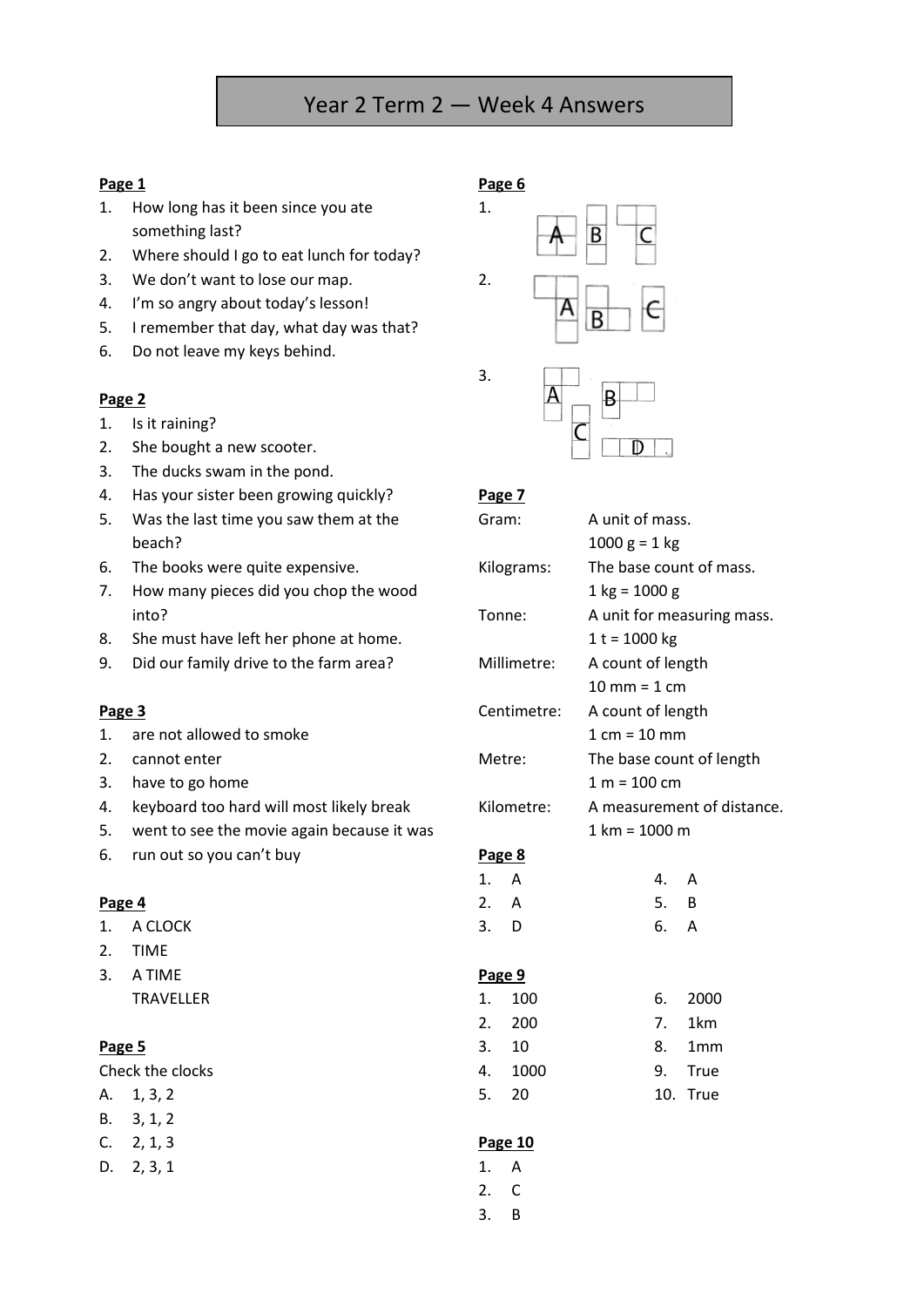# Year 2 Term 2 — Week 4 Answers

**Page 1**

1. How long has it been since you ate something last?
2. Where should I go to eat lunch for today?
3. We don't want to lose our map.
4. I'm so angry about today's lesson!
5. I remember that day, what day was that?
6. Do not leave my keys behind.

**Page 2**

1. Is it raining?
2. She bought a new scooter.
3. The ducks swam in the pond.
4. Has your sister been growing quickly?
5. Was the last time you saw them at the beach?
6. The books were quite expensive.
7. How many pieces did you chop the wood into?
8. She must have left her phone at home.
9. Did our family drive to the farm area?

**Page 3**

1. are not allowed to smoke
2. cannot enter
3. have to go home
4. keyboard too hard will most likely break
5. went to see the movie again because it was
6. run out so you can't buy

**Page 4**

1. A CLOCK
2. TIME
3. A TIME TRAVELLER

**Page 5**

Check the clocks

A. 1, 3, 2
B. 3, 1, 2
C. 2, 1, 3
D. 2, 3, 1

**Page 6**

1. A B C
2. A B C
3. A B C D

**Page 7**

| | |
|---|---|
| Gram: | A unit of mass.<br>1000 g = 1 kg |
| Kilograms: | The base count of mass.<br>1 kg = 1000 g |
| Tonne: | A unit for measuring mass.<br>1 t = 1000 kg |
| Millimetre: | A count of length<br>10 mm = 1 cm |
| Centimetre: | A count of length<br>1 cm = 10 mm |
| Metre: | The base count of length<br>1 m = 100 cm |
| Kilometre: | A measurement of distance.<br>1 km = 1000 m |

**Page 8**

1. A
2. A
3. D
4. A
5. B
6. A

**Page 9**

1. 100
2. 200
3. 10
4. 1000
5. 20
6. 2000
7. 1km
8. 1mm
9. True
10. True

**Page 10**

1. A
2. C
3. B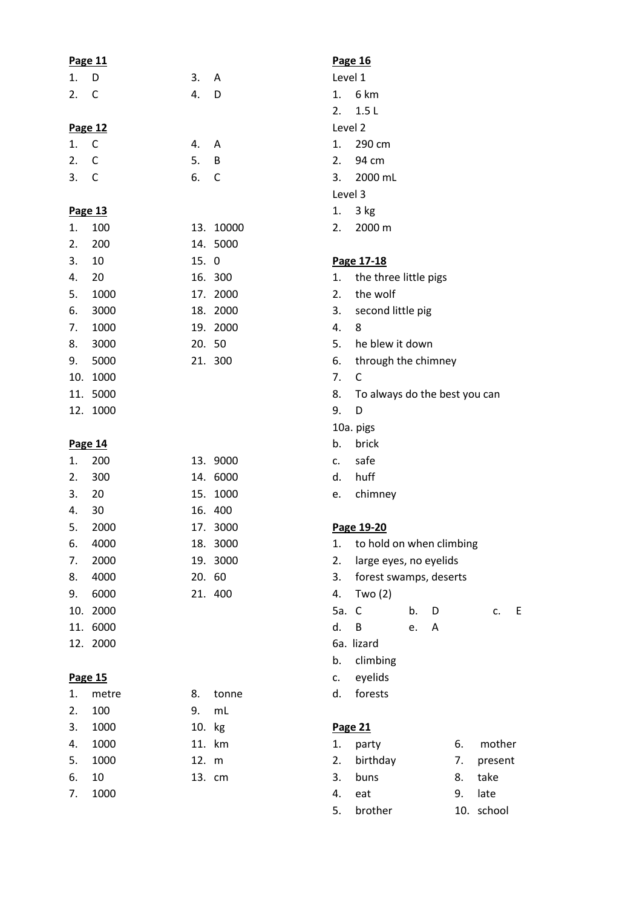**Page 11**

1. D
2. C
3. A
4. D

**Page 12**

1. C
2. C
3. C
4. A
5. B
6. C

**Page 13**

1. 100
2. 200
3. 10
4. 20
5. 1000
6. 3000
7. 1000
8. 3000
9. 5000
10. 1000
11. 5000
12. 1000
13. 10000
14. 5000
15. 0
16. 300
17. 2000
18. 2000
19. 2000
20. 50
21. 300

**Page 14**

1. 200
2. 300
3. 20
4. 30
5. 2000
6. 4000
7. 2000
8. 4000
9. 6000
10. 2000
11. 6000
12. 2000
13. 9000
14. 6000
15. 1000
16. 400
17. 3000
18. 3000
19. 3000
20. 60
21. 400

**Page 15**

1. metre
2. 100
3. 1000
4. 1000
5. 1000
6. 10
7. 1000
8. tonne
9. mL
10. kg
11. km
12. m
13. cm

**Page 16**

Level 1

1. 6 km
2. 1.5 L

Level 2

1. 290 cm
2. 94 cm
3. 2000 mL

Level 3

1. 3 kg
2. 2000 m

**Page 17-18**

1. the three little pigs
2. the wolf
3. second little pig
4. 8
5. he blew it down
6. through the chimney
7. C
8. To always do the best you can
9. D

10a. pigs
b. brick
c. safe
d. huff
e. chimney

**Page 19-20**

1. to hold on when climbing
2. large eyes, no eyelids
3. forest swamps, deserts
4. Two (2)

5a. C    b. D    c. E
d. B    e. A

6a. lizard
b. climbing
c. eyelids
d. forests

**Page 21**

1. party
2. birthday
3. buns
4. eat
5. brother
6. mother
7. present
8. take
9. late
10. school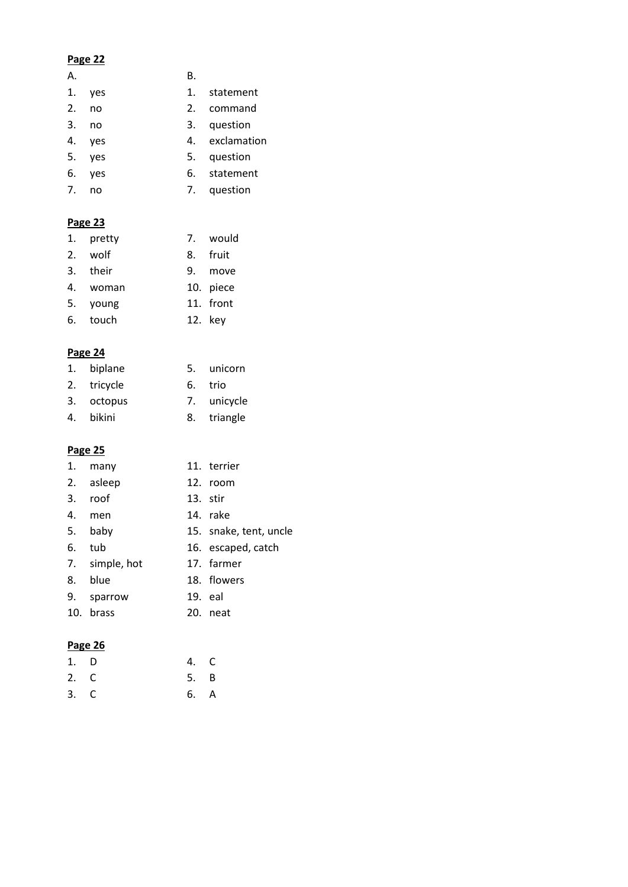**Page 22**

A.

1. yes
2. no
3. no
4. yes
5. yes
6. yes
7. no

B.

1. statement
2. command
3. question
4. exclamation
5. question
6. statement
7. question

**Page 23**

1. pretty
2. wolf
3. their
4. woman
5. young
6. touch
7. would
8. fruit
9. move
10. piece
11. front
12. key

**Page 24**

1. biplane
2. tricycle
3. octopus
4. bikini
5. unicorn
6. trio
7. unicycle
8. triangle

**Page 25**

1. many
2. asleep
3. roof
4. men
5. baby
6. tub
7. simple, hot
8. blue
9. sparrow
10. brass
11. terrier
12. room
13. stir
14. rake
15. snake, tent, uncle
16. escaped, catch
17. farmer
18. flowers
19. eal
20. neat

**Page 26**

1. D
2. C
3. C
4. C
5. B
6. A